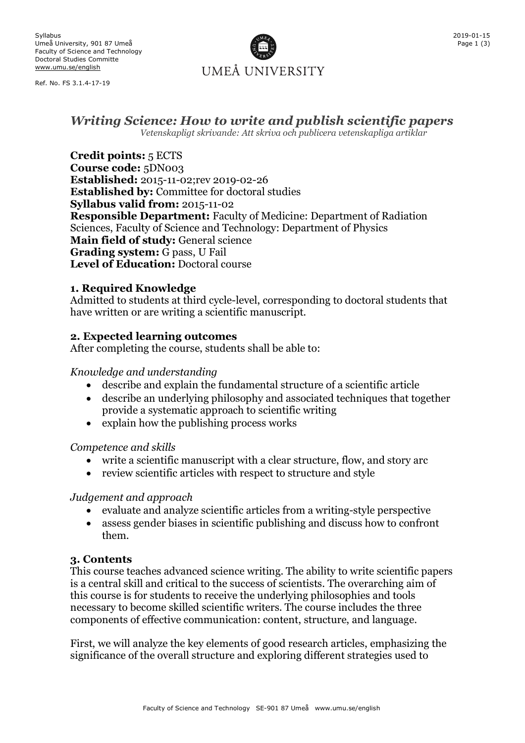Syllabus
Umeå University, 901 87 Umeå
Faculty of Science and Technology
Doctoral Studies Committe
www.umu.se/english

Ref. No. FS 3.1.4-17-19

2019-01-15

UMEÅ UNIVERSITY

# *Writing Science: How to write and publish scientific papers*

*Vetenskapligt skrivande: Att skriva och publicera vetenskapliga artiklar*

**Credit points:** 5 ECTS
**Course code:** 5DN003
**Established:** 2015-11-02;rev 2019-02-26
**Established by:** Committee for doctoral studies
**Syllabus valid from:** 2015-11-02
**Responsible Department:** Faculty of Medicine: Department of Radiation Sciences, Faculty of Science and Technology: Department of Physics
**Main field of study:** General science
**Grading system:** G pass, U Fail
**Level of Education:** Doctoral course

## 1. Required Knowledge

Admitted to students at third cycle-level, corresponding to doctoral students that have written or are writing a scientific manuscript.

## 2. Expected learning outcomes

After completing the course, students shall be able to:

*Knowledge and understanding*

- describe and explain the fundamental structure of a scientific article
- describe an underlying philosophy and associated techniques that together provide a systematic approach to scientific writing
- explain how the publishing process works

*Competence and skills*

- write a scientific manuscript with a clear structure, flow, and story arc
- review scientific articles with respect to structure and style

*Judgement and approach*

- evaluate and analyze scientific articles from a writing-style perspective
- assess gender biases in scientific publishing and discuss how to confront them.

## 3. Contents

This course teaches advanced science writing. The ability to write scientific papers is a central skill and critical to the success of scientists. The overarching aim of this course is for students to receive the underlying philosophies and tools necessary to become skilled scientific writers. The course includes the three components of effective communication: content, structure, and language.

First, we will analyze the key elements of good research articles, emphasizing the significance of the overall structure and exploring different strategies used to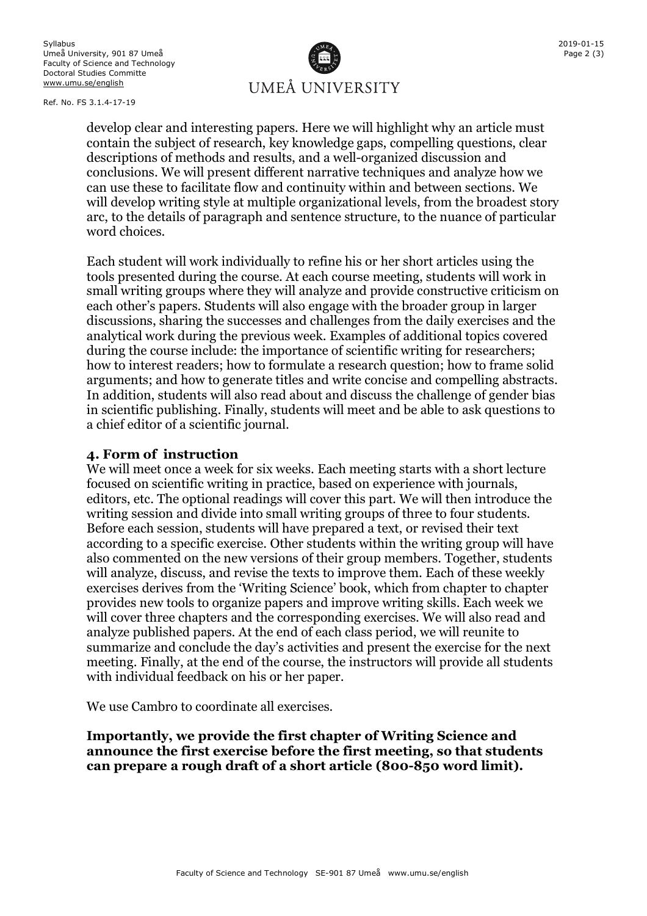develop clear and interesting papers. Here we will highlight why an article must contain the subject of research, key knowledge gaps, compelling questions, clear descriptions of methods and results, and a well-organized discussion and conclusions. We will present different narrative techniques and analyze how we can use these to facilitate flow and continuity within and between sections. We will develop writing style at multiple organizational levels, from the broadest story arc, to the details of paragraph and sentence structure, to the nuance of particular word choices.

Each student will work individually to refine his or her short articles using the tools presented during the course. At each course meeting, students will work in small writing groups where they will analyze and provide constructive criticism on each other's papers. Students will also engage with the broader group in larger discussions, sharing the successes and challenges from the daily exercises and the analytical work during the previous week. Examples of additional topics covered during the course include: the importance of scientific writing for researchers; how to interest readers; how to formulate a research question; how to frame solid arguments; and how to generate titles and write concise and compelling abstracts. In addition, students will also read about and discuss the challenge of gender bias in scientific publishing. Finally, students will meet and be able to ask questions to a chief editor of a scientific journal.

## 4. Form of instruction

We will meet once a week for six weeks. Each meeting starts with a short lecture focused on scientific writing in practice, based on experience with journals, editors, etc. The optional readings will cover this part. We will then introduce the writing session and divide into small writing groups of three to four students. Before each session, students will have prepared a text, or revised their text according to a specific exercise. Other students within the writing group will have also commented on the new versions of their group members. Together, students will analyze, discuss, and revise the texts to improve them. Each of these weekly exercises derives from the 'Writing Science' book, which from chapter to chapter provides new tools to organize papers and improve writing skills. Each week we will cover three chapters and the corresponding exercises. We will also read and analyze published papers. At the end of each class period, we will reunite to summarize and conclude the day's activities and present the exercise for the next meeting. Finally, at the end of the course, the instructors will provide all students with individual feedback on his or her paper.

We use Cambro to coordinate all exercises.

**Importantly, we provide the first chapter of Writing Science and announce the first exercise before the first meeting, so that students can prepare a rough draft of a short article (800-850 word limit).**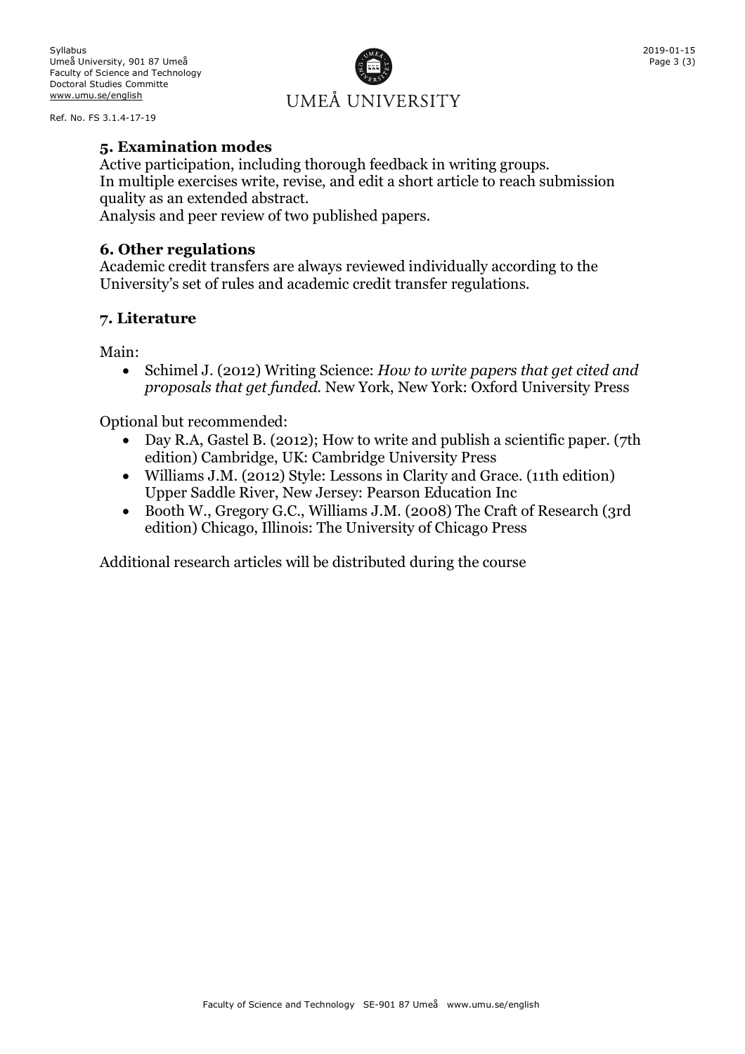## 5. Examination modes

Active participation, including thorough feedback in writing groups.
In multiple exercises write, revise, and edit a short article to reach submission quality as an extended abstract.
Analysis and peer review of two published papers.

## 6. Other regulations

Academic credit transfers are always reviewed individually according to the University's set of rules and academic credit transfer regulations.

## 7. Literature

Main:

- Schimel J. (2012) Writing Science: *How to write papers that get cited and proposals that get funded.* New York, New York: Oxford University Press

Optional but recommended:

- Day R.A, Gastel B. (2012); How to write and publish a scientific paper. (7th edition) Cambridge, UK: Cambridge University Press
- Williams J.M. (2012) Style: Lessons in Clarity and Grace. (11th edition) Upper Saddle River, New Jersey: Pearson Education Inc
- Booth W., Gregory G.C., Williams J.M. (2008) The Craft of Research (3rd edition) Chicago, Illinois: The University of Chicago Press

Additional research articles will be distributed during the course